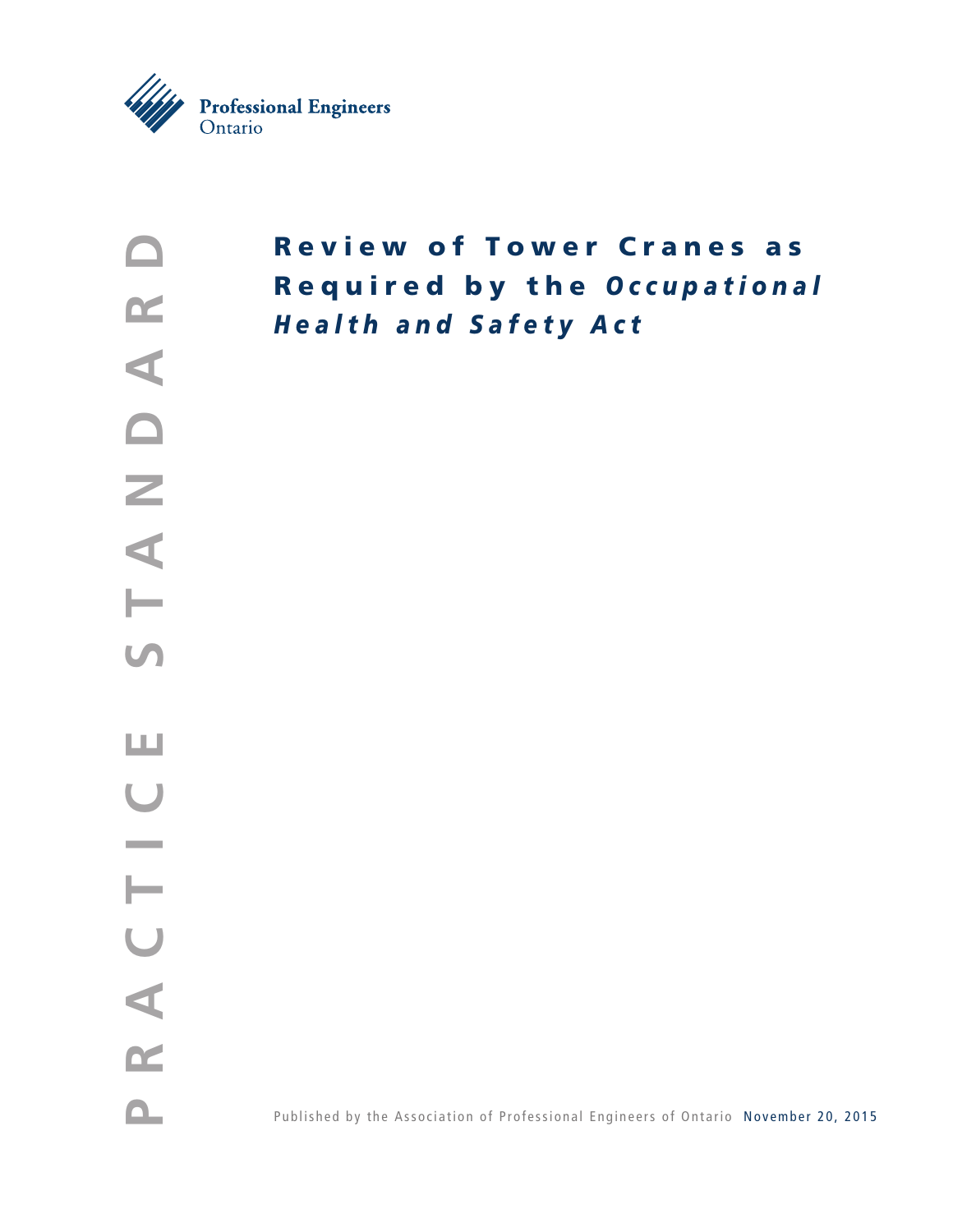Professional Engineers Ontario

PRACTICE STANDARD

# Review of Tower Cranes as Required by the *Occupational Health and Safety Act*

Published by the Association of Professional Engineers of Ontario November 20, 2015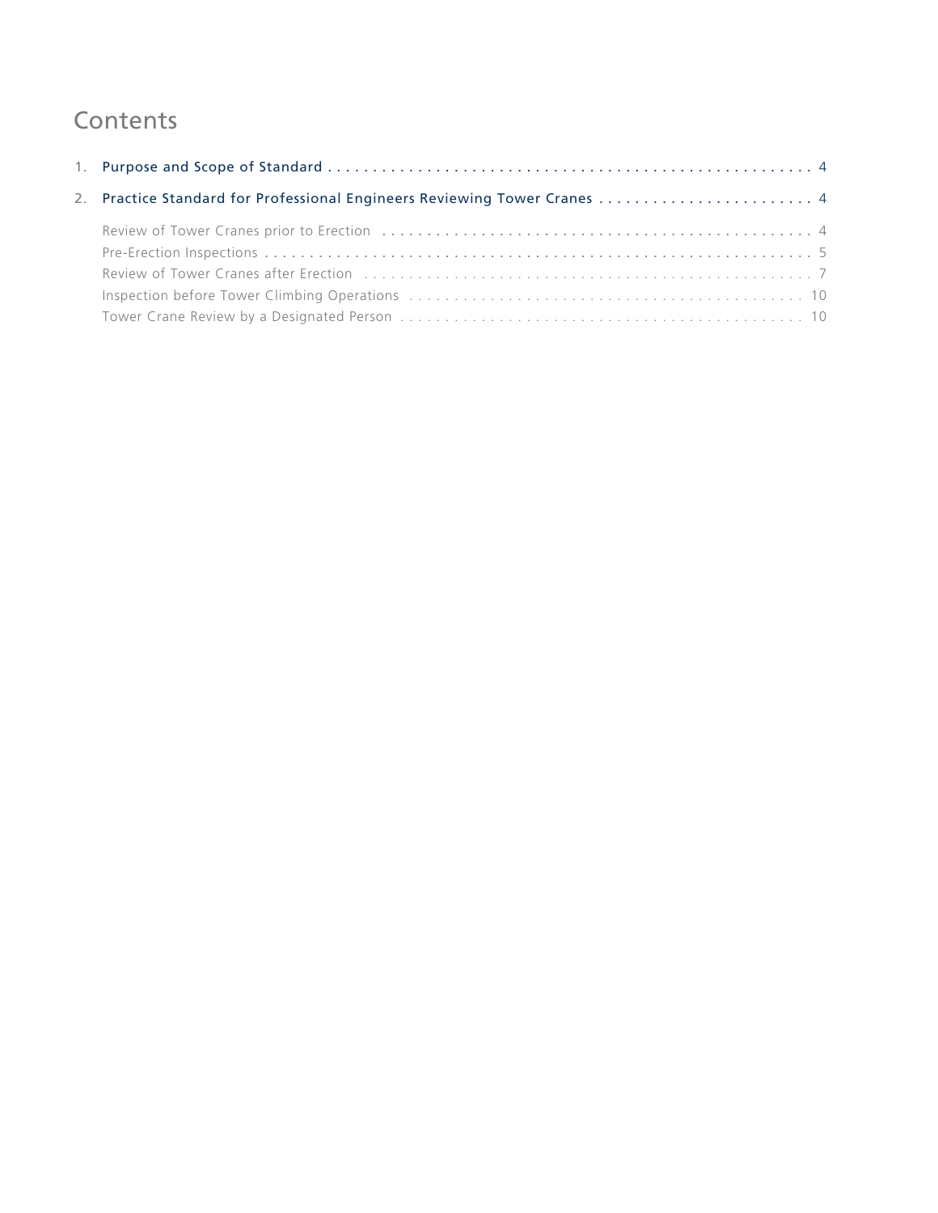# Contents

1. Purpose and Scope of Standard . . . . . . . . . . . . . . . . . . . . . . . . . . . . . . . . . . . . . . . . . . . . . . . . . . . . . . 4
2. Practice Standard for Professional Engineers Reviewing Tower Cranes . . . . . . . . . . . . . . . . . . . . . . . . . 4

   Review of Tower Cranes prior to Erection . . . . . . . . . . . . . . . . . . . . . . . . . . . . . . . . . . . . . . . . . . . . . . . 4
   Pre-Erection Inspections . . . . . . . . . . . . . . . . . . . . . . . . . . . . . . . . . . . . . . . . . . . . . . . . . . . . . . . . . . . 5
   Review of Tower Cranes after Erection . . . . . . . . . . . . . . . . . . . . . . . . . . . . . . . . . . . . . . . . . . . . . . . . . 7
   Inspection before Tower Climbing Operations . . . . . . . . . . . . . . . . . . . . . . . . . . . . . . . . . . . . . . . . . . . 10
   Tower Crane Review by a Designated Person . . . . . . . . . . . . . . . . . . . . . . . . . . . . . . . . . . . . . . . . . . . 10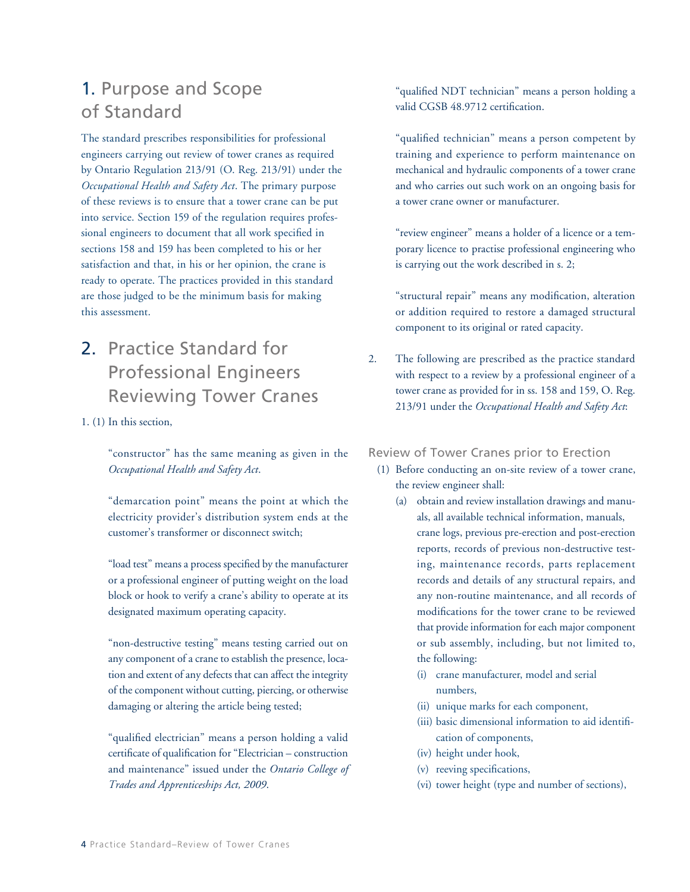## 1. Purpose and Scope of Standard

The standard prescribes responsibilities for professional engineers carrying out review of tower cranes as required by Ontario Regulation 213/91 (O. Reg. 213/91) under the *Occupational Health and Safety Act*. The primary purpose of these reviews is to ensure that a tower crane can be put into service. Section 159 of the regulation requires professional engineers to document that all work specified in sections 158 and 159 has been completed to his or her satisfaction and that, in his or her opinion, the crane is ready to operate. The practices provided in this standard are those judged to be the minimum basis for making this assessment.

## 2. Practice Standard for Professional Engineers Reviewing Tower Cranes

1. (1) In this section,

"constructor" has the same meaning as given in the *Occupational Health and Safety Act*.

"demarcation point" means the point at which the electricity provider's distribution system ends at the customer's transformer or disconnect switch;

"load test" means a process specified by the manufacturer or a professional engineer of putting weight on the load block or hook to verify a crane's ability to operate at its designated maximum operating capacity.

"non-destructive testing" means testing carried out on any component of a crane to establish the presence, location and extent of any defects that can affect the integrity of the component without cutting, piercing, or otherwise damaging or altering the article being tested;

"qualified electrician" means a person holding a valid certificate of qualification for "Electrician – construction and maintenance" issued under the *Ontario College of Trades and Apprenticeships Act, 2009*.

"qualified NDT technician" means a person holding a valid CGSB 48.9712 certification.

"qualified technician" means a person competent by training and experience to perform maintenance on mechanical and hydraulic components of a tower crane and who carries out such work on an ongoing basis for a tower crane owner or manufacturer.

"review engineer" means a holder of a licence or a temporary licence to practise professional engineering who is carrying out the work described in s. 2;

"structural repair" means any modification, alteration or addition required to restore a damaged structural component to its original or rated capacity.

2. The following are prescribed as the practice standard with respect to a review by a professional engineer of a tower crane as provided for in ss. 158 and 159, O. Reg. 213/91 under the *Occupational Health and Safety Act*:

### Review of Tower Cranes prior to Erection

(1) Before conducting an on-site review of a tower crane, the review engineer shall:

(a) obtain and review installation drawings and manuals, all available technical information, manuals, crane logs, previous pre-erection and post-erection reports, records of previous non-destructive testing, maintenance records, parts replacement records and details of any structural repairs, and any non-routine maintenance, and all records of modifications for the tower crane to be reviewed that provide information for each major component or sub assembly, including, but not limited to, the following:

(i) crane manufacturer, model and serial numbers,

(ii) unique marks for each component,

(iii) basic dimensional information to aid identification of components,

(iv) height under hook,

(v) reeving specifications,

(vi) tower height (type and number of sections),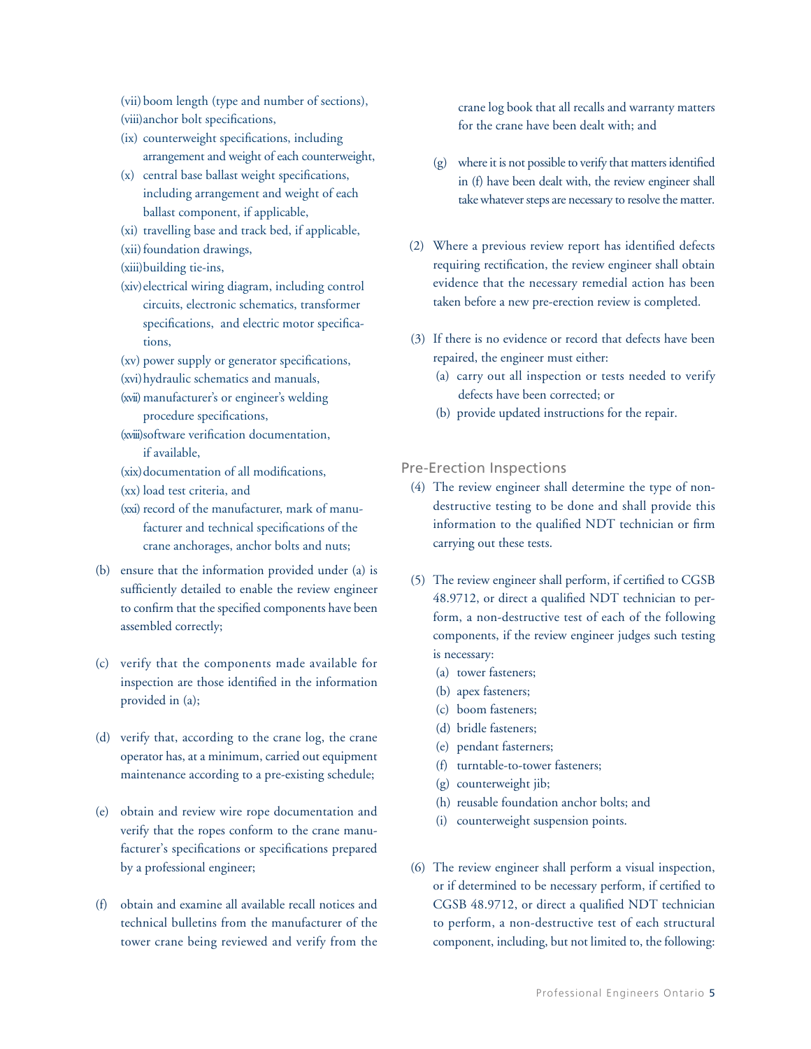(vii) boom length (type and number of sections),

(viii) anchor bolt specifications,

(ix) counterweight specifications, including arrangement and weight of each counterweight,

(x) central base ballast weight specifications, including arrangement and weight of each ballast component, if applicable,

(xi) travelling base and track bed, if applicable,

(xii) foundation drawings,

(xiii) building tie-ins,

(xiv) electrical wiring diagram, including control circuits, electronic schematics, transformer specifications, and electric motor specifications,

(xv) power supply or generator specifications,

(xvi) hydraulic schematics and manuals,

(xvii) manufacturer's or engineer's welding procedure specifications,

(xviii) software verification documentation, if available,

(xix) documentation of all modifications,

(xx) load test criteria, and

(xxi) record of the manufacturer, mark of manufacturer and technical specifications of the crane anchorages, anchor bolts and nuts;

(b) ensure that the information provided under (a) is sufficiently detailed to enable the review engineer to confirm that the specified components have been assembled correctly;

(c) verify that the components made available for inspection are those identified in the information provided in (a);

(d) verify that, according to the crane log, the crane operator has, at a minimum, carried out equipment maintenance according to a pre-existing schedule;

(e) obtain and review wire rope documentation and verify that the ropes conform to the crane manufacturer's specifications or specifications prepared by a professional engineer;

(f) obtain and examine all available recall notices and technical bulletins from the manufacturer of the tower crane being reviewed and verify from the crane log book that all recalls and warranty matters for the crane have been dealt with; and

(g) where it is not possible to verify that matters identified in (f) have been dealt with, the review engineer shall take whatever steps are necessary to resolve the matter.

(2) Where a previous review report has identified defects requiring rectification, the review engineer shall obtain evidence that the necessary remedial action has been taken before a new pre-erection review is completed.

(3) If there is no evidence or record that defects have been repaired, the engineer must either:

(a) carry out all inspection or tests needed to verify defects have been corrected; or

(b) provide updated instructions for the repair.

## Pre-Erection Inspections

(4) The review engineer shall determine the type of non-destructive testing to be done and shall provide this information to the qualified NDT technician or firm carrying out these tests.

(5) The review engineer shall perform, if certified to CGSB 48.9712, or direct a qualified NDT technician to perform, a non-destructive test of each of the following components, if the review engineer judges such testing is necessary:

(a) tower fasteners;

(b) apex fasteners;

(c) boom fasteners;

(d) bridle fasteners;

(e) pendant fasterners;

(f) turntable-to-tower fasteners;

(g) counterweight jib;

(h) reusable foundation anchor bolts; and

(i) counterweight suspension points.

(6) The review engineer shall perform a visual inspection, or if determined to be necessary perform, if certified to CGSB 48.9712, or direct a qualified NDT technician to perform, a non-destructive test of each structural component, including, but not limited to, the following: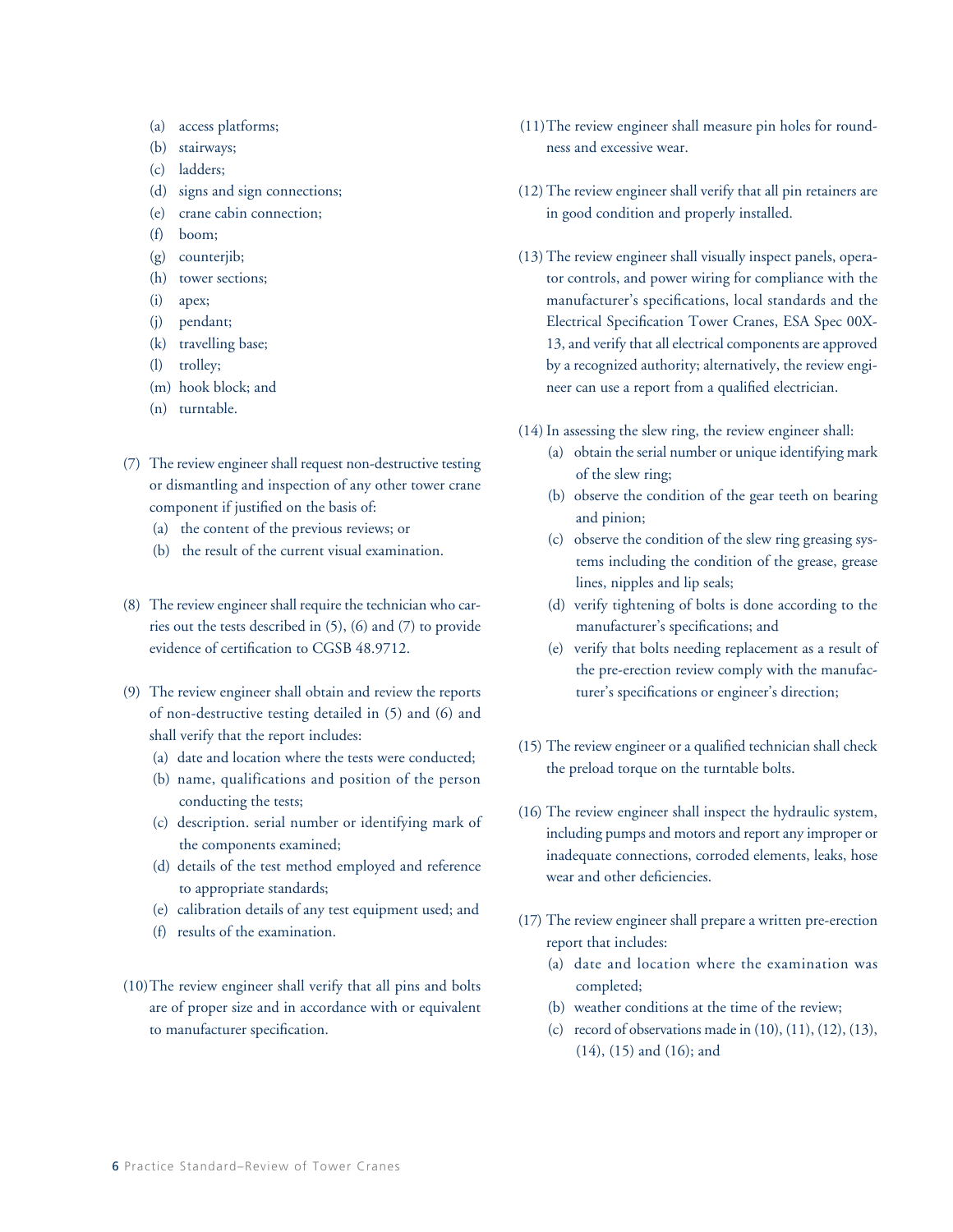(a) access platforms;
(b) stairways;
(c) ladders;
(d) signs and sign connections;
(e) crane cabin connection;
(f) boom;
(g) counterjib;
(h) tower sections;
(i) apex;
(j) pendant;
(k) travelling base;
(l) trolley;
(m) hook block; and
(n) turntable.

(7) The review engineer shall request non-destructive testing or dismantling and inspection of any other tower crane component if justified on the basis of:
  (a) the content of the previous reviews; or
  (b) the result of the current visual examination.

(8) The review engineer shall require the technician who carries out the tests described in (5), (6) and (7) to provide evidence of certification to CGSB 48.9712.

(9) The review engineer shall obtain and review the reports of non-destructive testing detailed in (5) and (6) and shall verify that the report includes:
  (a) date and location where the tests were conducted;
  (b) name, qualifications and position of the person conducting the tests;
  (c) description. serial number or identifying mark of the components examined;
  (d) details of the test method employed and reference to appropriate standards;
  (e) calibration details of any test equipment used; and
  (f) results of the examination.

(10) The review engineer shall verify that all pins and bolts are of proper size and in accordance with or equivalent to manufacturer specification.

(11) The review engineer shall measure pin holes for roundness and excessive wear.

(12) The review engineer shall verify that all pin retainers are in good condition and properly installed.

(13) The review engineer shall visually inspect panels, operator controls, and power wiring for compliance with the manufacturer's specifications, local standards and the Electrical Specification Tower Cranes, ESA Spec 00X-13, and verify that all electrical components are approved by a recognized authority; alternatively, the review engineer can use a report from a qualified electrician.

(14) In assessing the slew ring, the review engineer shall:
  (a) obtain the serial number or unique identifying mark of the slew ring;
  (b) observe the condition of the gear teeth on bearing and pinion;
  (c) observe the condition of the slew ring greasing systems including the condition of the grease, grease lines, nipples and lip seals;
  (d) verify tightening of bolts is done according to the manufacturer's specifications; and
  (e) verify that bolts needing replacement as a result of the pre-erection review comply with the manufacturer's specifications or engineer's direction;

(15) The review engineer or a qualified technician shall check the preload torque on the turntable bolts.

(16) The review engineer shall inspect the hydraulic system, including pumps and motors and report any improper or inadequate connections, corroded elements, leaks, hose wear and other deficiencies.

(17) The review engineer shall prepare a written pre-erection report that includes:
  (a) date and location where the examination was completed;
  (b) weather conditions at the time of the review;
  (c) record of observations made in (10), (11), (12), (13), (14), (15) and (16); and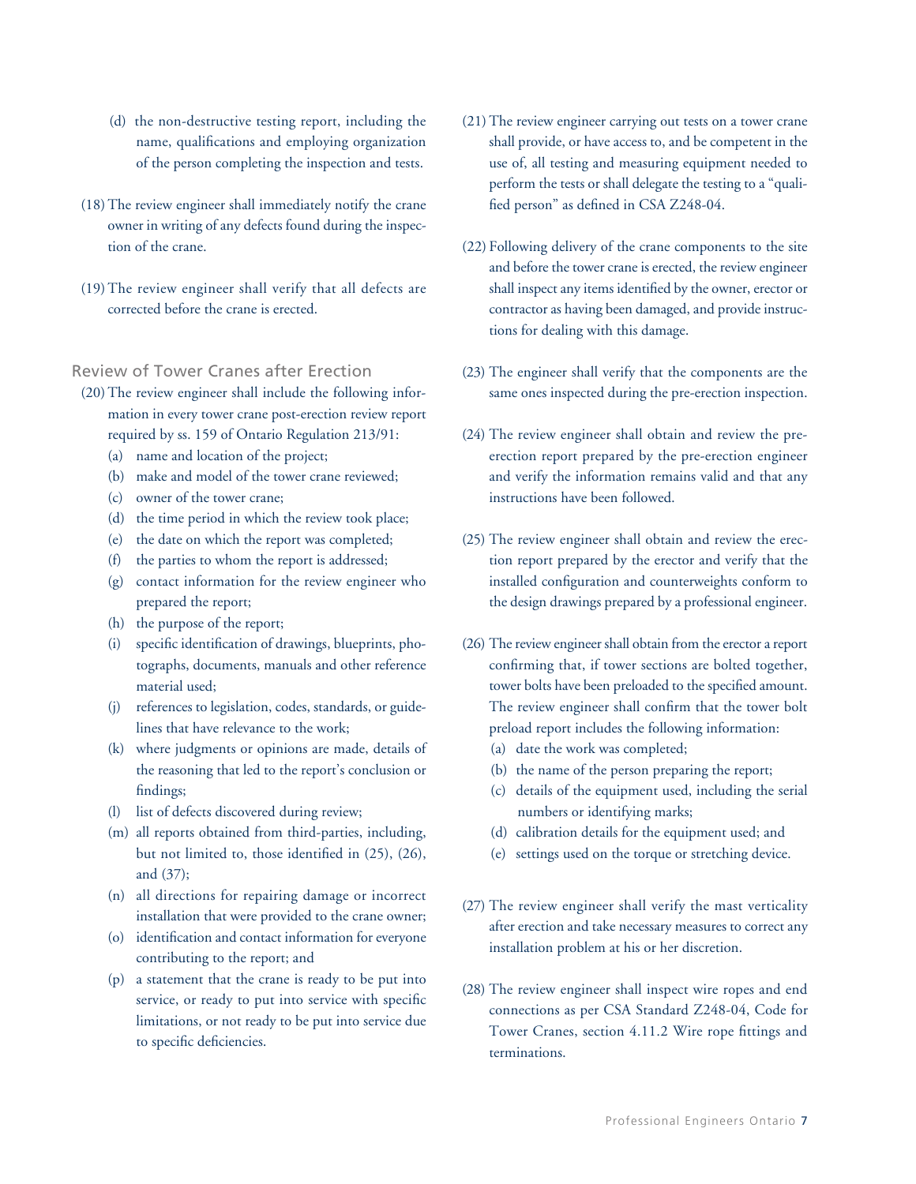(d) the non-destructive testing report, including the name, qualifications and employing organization of the person completing the inspection and tests.

(18) The review engineer shall immediately notify the crane owner in writing of any defects found during the inspection of the crane.

(19) The review engineer shall verify that all defects are corrected before the crane is erected.

## Review of Tower Cranes after Erection

(20) The review engineer shall include the following information in every tower crane post-erection review report required by ss. 159 of Ontario Regulation 213/91:

- (a) name and location of the project;
- (b) make and model of the tower crane reviewed;
- (c) owner of the tower crane;
- (d) the time period in which the review took place;
- (e) the date on which the report was completed;
- (f) the parties to whom the report is addressed;
- (g) contact information for the review engineer who prepared the report;
- (h) the purpose of the report;
- (i) specific identification of drawings, blueprints, photographs, documents, manuals and other reference material used;
- (j) references to legislation, codes, standards, or guidelines that have relevance to the work;
- (k) where judgments or opinions are made, details of the reasoning that led to the report's conclusion or findings;
- (l) list of defects discovered during review;
- (m) all reports obtained from third-parties, including, but not limited to, those identified in (25), (26), and (37);
- (n) all directions for repairing damage or incorrect installation that were provided to the crane owner;
- (o) identification and contact information for everyone contributing to the report; and
- (p) a statement that the crane is ready to be put into service, or ready to put into service with specific limitations, or not ready to be put into service due to specific deficiencies.

(21) The review engineer carrying out tests on a tower crane shall provide, or have access to, and be competent in the use of, all testing and measuring equipment needed to perform the tests or shall delegate the testing to a "qualified person" as defined in CSA Z248-04.

(22) Following delivery of the crane components to the site and before the tower crane is erected, the review engineer shall inspect any items identified by the owner, erector or contractor as having been damaged, and provide instructions for dealing with this damage.

(23) The engineer shall verify that the components are the same ones inspected during the pre-erection inspection.

(24) The review engineer shall obtain and review the pre-erection report prepared by the pre-erection engineer and verify the information remains valid and that any instructions have been followed.

(25) The review engineer shall obtain and review the erection report prepared by the erector and verify that the installed configuration and counterweights conform to the design drawings prepared by a professional engineer.

(26) The review engineer shall obtain from the erector a report confirming that, if tower sections are bolted together, tower bolts have been preloaded to the specified amount. The review engineer shall confirm that the tower bolt preload report includes the following information:

- (a) date the work was completed;
- (b) the name of the person preparing the report;
- (c) details of the equipment used, including the serial numbers or identifying marks;
- (d) calibration details for the equipment used; and
- (e) settings used on the torque or stretching device.

(27) The review engineer shall verify the mast verticality after erection and take necessary measures to correct any installation problem at his or her discretion.

(28) The review engineer shall inspect wire ropes and end connections as per CSA Standard Z248-04, Code for Tower Cranes, section 4.11.2 Wire rope fittings and terminations.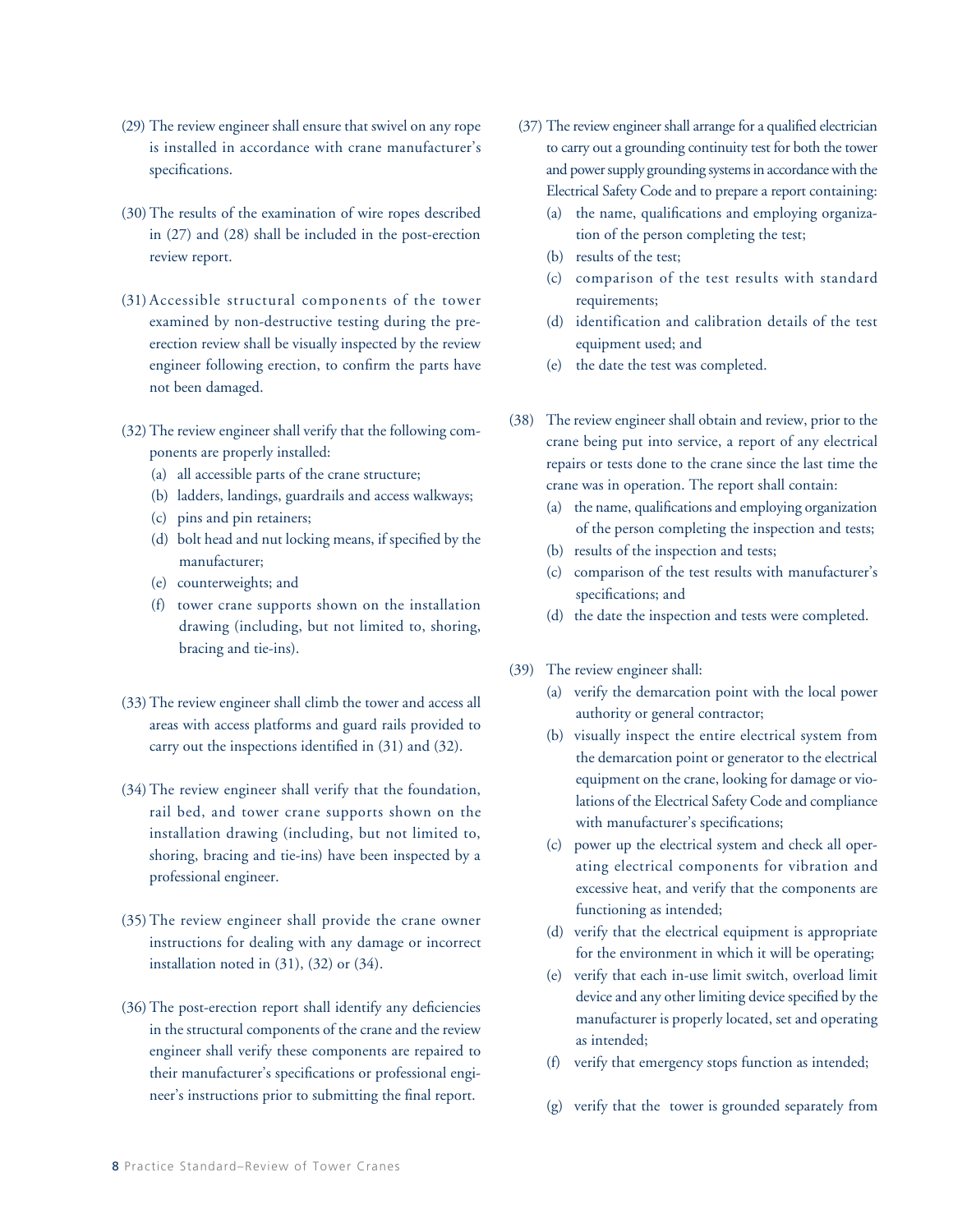(29) The review engineer shall ensure that swivel on any rope is installed in accordance with crane manufacturer's specifications.

(30) The results of the examination of wire ropes described in (27) and (28) shall be included in the post-erection review report.

(31) Accessible structural components of the tower examined by non-destructive testing during the pre-erection review shall be visually inspected by the review engineer following erection, to confirm the parts have not been damaged.

(32) The review engineer shall verify that the following components are properly installed:

- (a) all accessible parts of the crane structure;
- (b) ladders, landings, guardrails and access walkways;
- (c) pins and pin retainers;
- (d) bolt head and nut locking means, if specified by the manufacturer;
- (e) counterweights; and
- (f) tower crane supports shown on the installation drawing (including, but not limited to, shoring, bracing and tie-ins).

(33) The review engineer shall climb the tower and access all areas with access platforms and guard rails provided to carry out the inspections identified in (31) and (32).

(34) The review engineer shall verify that the foundation, rail bed, and tower crane supports shown on the installation drawing (including, but not limited to, shoring, bracing and tie-ins) have been inspected by a professional engineer.

(35) The review engineer shall provide the crane owner instructions for dealing with any damage or incorrect installation noted in (31), (32) or (34).

(36) The post-erection report shall identify any deficiencies in the structural components of the crane and the review engineer shall verify these components are repaired to their manufacturer's specifications or professional engineer's instructions prior to submitting the final report.

(37) The review engineer shall arrange for a qualified electrician to carry out a grounding continuity test for both the tower and power supply grounding systems in accordance with the Electrical Safety Code and to prepare a report containing:

- (a) the name, qualifications and employing organization of the person completing the test;
- (b) results of the test;
- (c) comparison of the test results with standard requirements;
- (d) identification and calibration details of the test equipment used; and
- (e) the date the test was completed.

(38) The review engineer shall obtain and review, prior to the crane being put into service, a report of any electrical repairs or tests done to the crane since the last time the crane was in operation. The report shall contain:

- (a) the name, qualifications and employing organization of the person completing the inspection and tests;
- (b) results of the inspection and tests;
- (c) comparison of the test results with manufacturer's specifications; and
- (d) the date the inspection and tests were completed.

(39) The review engineer shall:

- (a) verify the demarcation point with the local power authority or general contractor;
- (b) visually inspect the entire electrical system from the demarcation point or generator to the electrical equipment on the crane, looking for damage or violations of the Electrical Safety Code and compliance with manufacturer's specifications;
- (c) power up the electrical system and check all operating electrical components for vibration and excessive heat, and verify that the components are functioning as intended;
- (d) verify that the electrical equipment is appropriate for the environment in which it will be operating;
- (e) verify that each in-use limit switch, overload limit device and any other limiting device specified by the manufacturer is properly located, set and operating as intended;
- (f) verify that emergency stops function as intended;
- (g) verify that the tower is grounded separately from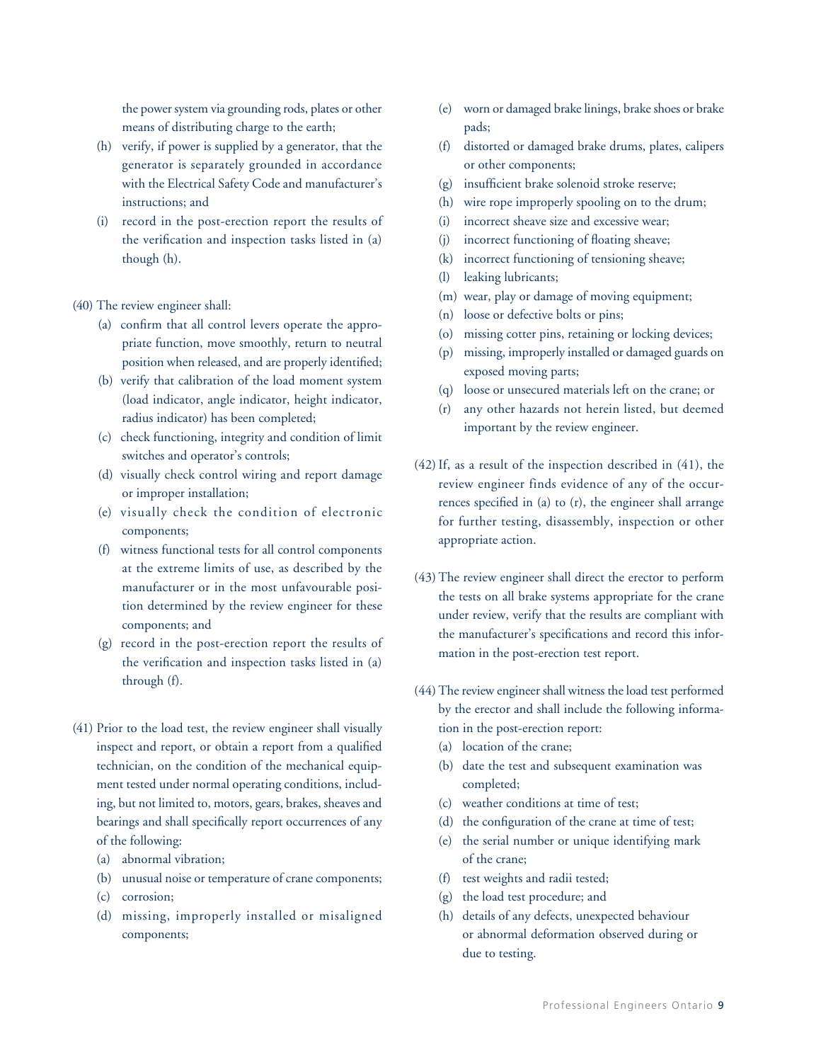the power system via grounding rods, plates or other means of distributing charge to the earth;

(h) verify, if power is supplied by a generator, that the generator is separately grounded in accordance with the Electrical Safety Code and manufacturer's instructions; and

(i) record in the post-erection report the results of the verification and inspection tasks listed in (a) though (h).

(40) The review engineer shall:

(a) confirm that all control levers operate the appropriate function, move smoothly, return to neutral position when released, and are properly identified;

(b) verify that calibration of the load moment system (load indicator, angle indicator, height indicator, radius indicator) has been completed;

(c) check functioning, integrity and condition of limit switches and operator's controls;

(d) visually check control wiring and report damage or improper installation;

(e) visually check the condition of electronic components;

(f) witness functional tests for all control components at the extreme limits of use, as described by the manufacturer or in the most unfavourable position determined by the review engineer for these components; and

(g) record in the post-erection report the results of the verification and inspection tasks listed in (a) through (f).

(41) Prior to the load test, the review engineer shall visually inspect and report, or obtain a report from a qualified technician, on the condition of the mechanical equipment tested under normal operating conditions, including, but not limited to, motors, gears, brakes, sheaves and bearings and shall specifically report occurrences of any of the following:

(a) abnormal vibration;

(b) unusual noise or temperature of crane components;

(c) corrosion;

(d) missing, improperly installed or misaligned components;

(e) worn or damaged brake linings, brake shoes or brake pads;

(f) distorted or damaged brake drums, plates, calipers or other components;

(g) insufficient brake solenoid stroke reserve;

(h) wire rope improperly spooling on to the drum;

(i) incorrect sheave size and excessive wear;

(j) incorrect functioning of floating sheave;

(k) incorrect functioning of tensioning sheave;

(l) leaking lubricants;

(m) wear, play or damage of moving equipment;

(n) loose or defective bolts or pins;

(o) missing cotter pins, retaining or locking devices;

(p) missing, improperly installed or damaged guards on exposed moving parts;

(q) loose or unsecured materials left on the crane; or

(r) any other hazards not herein listed, but deemed important by the review engineer.

(42) If, as a result of the inspection described in (41), the review engineer finds evidence of any of the occurrences specified in (a) to (r), the engineer shall arrange for further testing, disassembly, inspection or other appropriate action.

(43) The review engineer shall direct the erector to perform the tests on all brake systems appropriate for the crane under review, verify that the results are compliant with the manufacturer's specifications and record this information in the post-erection test report.

(44) The review engineer shall witness the load test performed by the erector and shall include the following information in the post-erection report:

(a) location of the crane;

(b) date the test and subsequent examination was completed;

(c) weather conditions at time of test;

(d) the configuration of the crane at time of test;

(e) the serial number or unique identifying mark of the crane;

(f) test weights and radii tested;

(g) the load test procedure; and

(h) details of any defects, unexpected behaviour or abnormal deformation observed during or due to testing.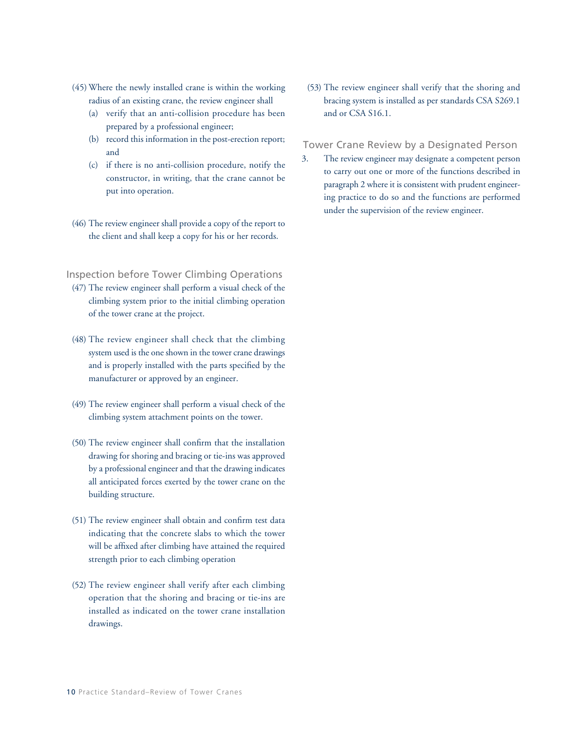(45) Where the newly installed crane is within the working radius of an existing crane, the review engineer shall

(a) verify that an anti-collision procedure has been prepared by a professional engineer;

(b) record this information in the post-erection report; and

(c) if there is no anti-collision procedure, notify the constructor, in writing, that the crane cannot be put into operation.

(46) The review engineer shall provide a copy of the report to the client and shall keep a copy for his or her records.

### Inspection before Tower Climbing Operations

(47) The review engineer shall perform a visual check of the climbing system prior to the initial climbing operation of the tower crane at the project.

(48) The review engineer shall check that the climbing system used is the one shown in the tower crane drawings and is properly installed with the parts specified by the manufacturer or approved by an engineer.

(49) The review engineer shall perform a visual check of the climbing system attachment points on the tower.

(50) The review engineer shall confirm that the installation drawing for shoring and bracing or tie-ins was approved by a professional engineer and that the drawing indicates all anticipated forces exerted by the tower crane on the building structure.

(51) The review engineer shall obtain and confirm test data indicating that the concrete slabs to which the tower will be affixed after climbing have attained the required strength prior to each climbing operation

(52) The review engineer shall verify after each climbing operation that the shoring and bracing or tie-ins are installed as indicated on the tower crane installation drawings.

(53) The review engineer shall verify that the shoring and bracing system is installed as per standards CSA S269.1 and or CSA S16.1.

### Tower Crane Review by a Designated Person

3. The review engineer may designate a competent person to carry out one or more of the functions described in paragraph 2 where it is consistent with prudent engineering practice to do so and the functions are performed under the supervision of the review engineer.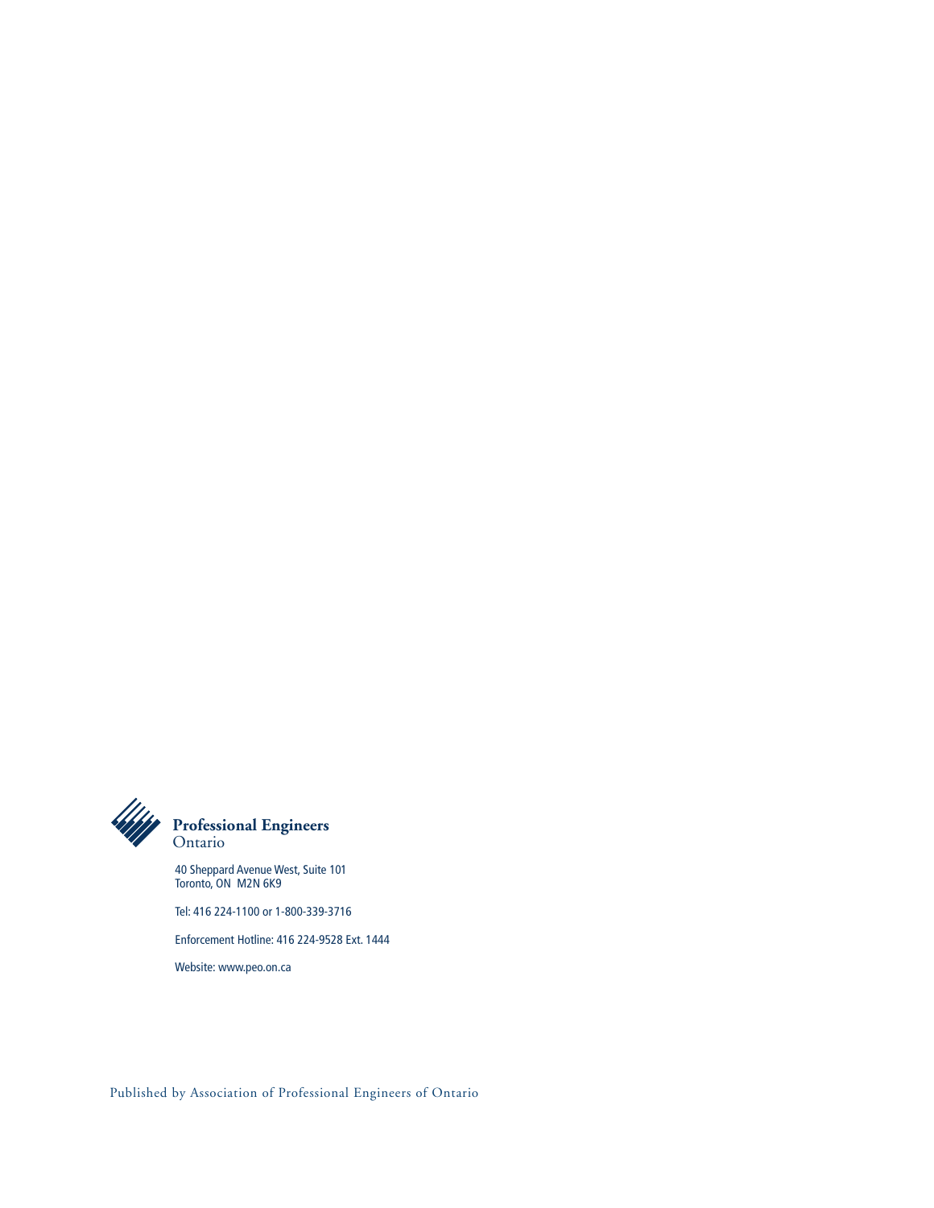**Professional Engineers**
Ontario

40 Sheppard Avenue West, Suite 101
Toronto, ON M2N 6K9

Tel: 416 224-1100 or 1-800-339-3716

Enforcement Hotline: 416 224-9528 Ext. 1444

Website: www.peo.on.ca

Published by Association of Professional Engineers of Ontario